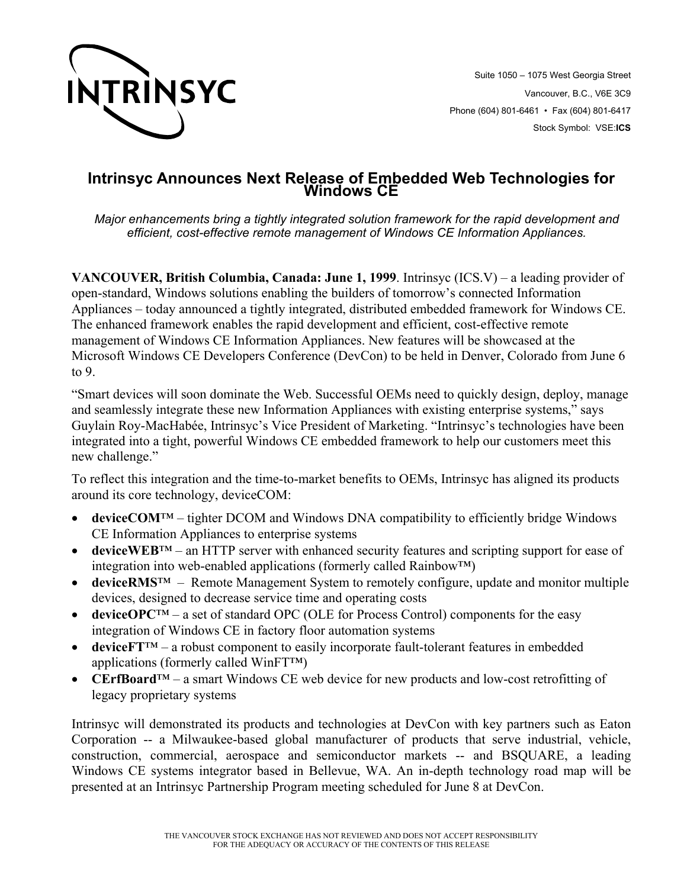INTRINSYC

Suite 1050 – 1075 West Georgia Street
Vancouver, B.C., V6E 3C9
Phone (604) 801-6461 • Fax (604) 801-6417
Stock Symbol: VSE:**ICS**

# Intrinsyc Announces Next Release of Embedded Web Technologies for Windows CE

*Major enhancements bring a tightly integrated solution framework for the rapid development and efficient, cost-effective remote management of Windows CE Information Appliances.*

**VANCOUVER, British Columbia, Canada: June 1, 1999**. Intrinsyc (ICS.V) – a leading provider of open-standard, Windows solutions enabling the builders of tomorrow's connected Information Appliances – today announced a tightly integrated, distributed embedded framework for Windows CE. The enhanced framework enables the rapid development and efficient, cost-effective remote management of Windows CE Information Appliances. New features will be showcased at the Microsoft Windows CE Developers Conference (DevCon) to be held in Denver, Colorado from June 6 to 9.

"Smart devices will soon dominate the Web. Successful OEMs need to quickly design, deploy, manage and seamlessly integrate these new Information Appliances with existing enterprise systems," says Guylain Roy-MacHabée, Intrinsyc's Vice President of Marketing. "Intrinsyc's technologies have been integrated into a tight, powerful Windows CE embedded framework to help our customers meet this new challenge."

To reflect this integration and the time-to-market benefits to OEMs, Intrinsyc has aligned its products around its core technology, deviceCOM:

- **deviceCOM**™ – tighter DCOM and Windows DNA compatibility to efficiently bridge Windows CE Information Appliances to enterprise systems
- **deviceWEB**™ – an HTTP server with enhanced security features and scripting support for ease of integration into web-enabled applications (formerly called Rainbow™)
- **deviceRMS**™ – Remote Management System to remotely configure, update and monitor multiple devices, designed to decrease service time and operating costs
- **deviceOPC**™ – a set of standard OPC (OLE for Process Control) components for the easy integration of Windows CE in factory floor automation systems
- **deviceFT**™ – a robust component to easily incorporate fault-tolerant features in embedded applications (formerly called WinFT™)
- **CErfBoard**™ – a smart Windows CE web device for new products and low-cost retrofitting of legacy proprietary systems

Intrinsyc will demonstrated its products and technologies at DevCon with key partners such as Eaton Corporation -- a Milwaukee-based global manufacturer of products that serve industrial, vehicle, construction, commercial, aerospace and semiconductor markets -- and BSQUARE, a leading Windows CE systems integrator based in Bellevue, WA. An in-depth technology road map will be presented at an Intrinsyc Partnership Program meeting scheduled for June 8 at DevCon.

THE VANCOUVER STOCK EXCHANGE HAS NOT REVIEWED AND DOES NOT ACCEPT RESPONSIBILITY FOR THE ADEQUACY OR ACCURACY OF THE CONTENTS OF THIS RELEASE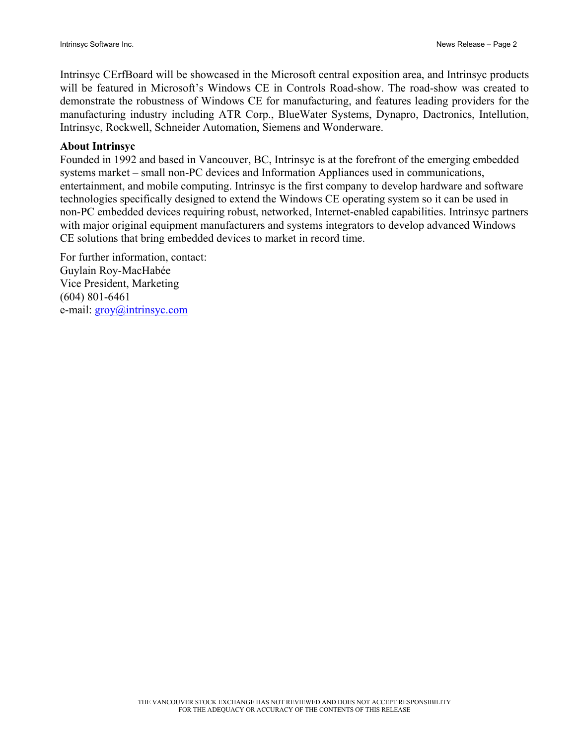Intrinsyc CErfBoard will be showcased in the Microsoft central exposition area, and Intrinsyc products will be featured in Microsoft's Windows CE in Controls Road-show. The road-show was created to demonstrate the robustness of Windows CE for manufacturing, and features leading providers for the manufacturing industry including ATR Corp., BlueWater Systems, Dynapro, Dactronics, Intellution, Intrinsyc, Rockwell, Schneider Automation, Siemens and Wonderware.

**About Intrinsyc**

Founded in 1992 and based in Vancouver, BC, Intrinsyc is at the forefront of the emerging embedded systems market – small non-PC devices and Information Appliances used in communications, entertainment, and mobile computing. Intrinsyc is the first company to develop hardware and software technologies specifically designed to extend the Windows CE operating system so it can be used in non-PC embedded devices requiring robust, networked, Internet-enabled capabilities. Intrinsyc partners with major original equipment manufacturers and systems integrators to develop advanced Windows CE solutions that bring embedded devices to market in record time.

For further information, contact:
Guylain Roy-MacHabée
Vice President, Marketing
(604) 801-6461
e-mail: groy@intrinsyc.com

THE VANCOUVER STOCK EXCHANGE HAS NOT REVIEWED AND DOES NOT ACCEPT RESPONSIBILITY FOR THE ADEQUACY OR ACCURACY OF THE CONTENTS OF THIS RELEASE